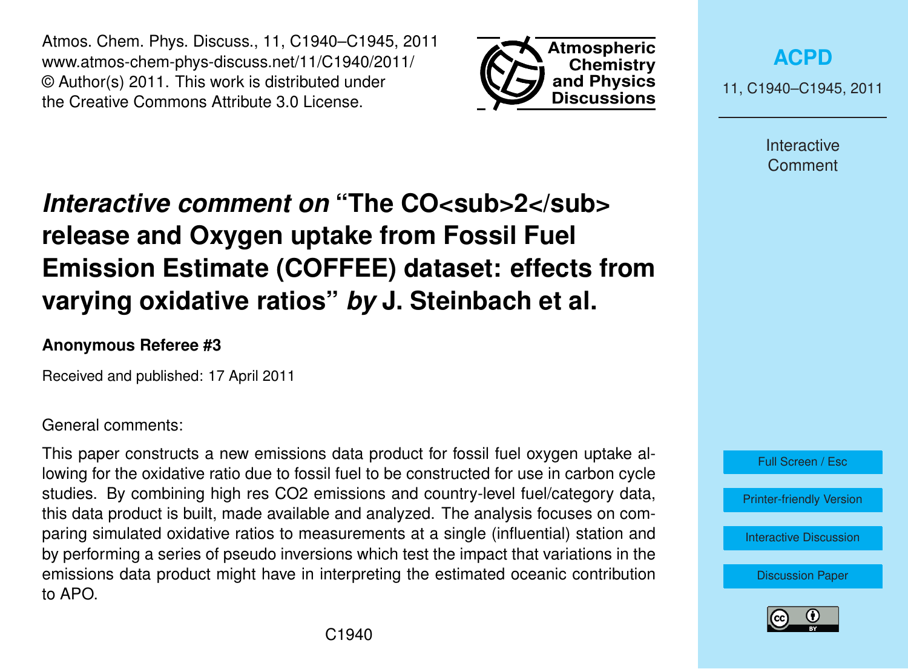# *Interactive comment on* "The $CO_2$ release and Oxygen uptake from Fossil Fuel Emission Estimate (COFFEE) dataset: effects from varying oxidative ratios" *by* J. Steinbach et al.

**Anonymous Referee #3**

Received and published: 17 April 2011

General comments:

This paper constructs a new emissions data product for fossil fuel oxygen uptake allowing for the oxidative ratio due to fossil fuel to be constructed for use in carbon cycle studies. By combining high res CO2 emissions and country-level fuel/category data, this data product is built, made available and analyzed. The analysis focuses on comparing simulated oxidative ratios to measurements at a single (influential) station and by performing a series of pseudo inversions which test the impact that variations in the emissions data product might have in interpreting the estimated oceanic contribution to APO.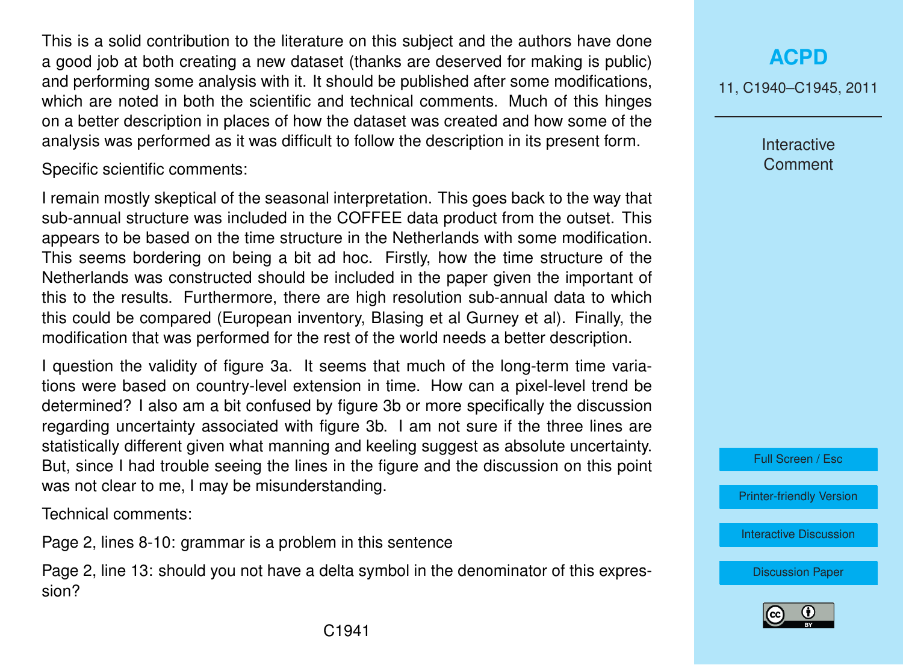This is a solid contribution to the literature on this subject and the authors have done a good job at both creating a new dataset (thanks are deserved for making is public) and performing some analysis with it. It should be published after some modifications, which are noted in both the scientific and technical comments. Much of this hinges on a better description in places of how the dataset was created and how some of the analysis was performed as it was difficult to follow the description in its present form.

Specific scientific comments:

I remain mostly skeptical of the seasonal interpretation. This goes back to the way that sub-annual structure was included in the COFFEE data product from the outset. This appears to be based on the time structure in the Netherlands with some modification. This seems bordering on being a bit ad hoc. Firstly, how the time structure of the Netherlands was constructed should be included in the paper given the important of this to the results. Furthermore, there are high resolution sub-annual data to which this could be compared (European inventory, Blasing et al Gurney et al). Finally, the modification that was performed for the rest of the world needs a better description.

I question the validity of figure 3a. It seems that much of the long-term time variations were based on country-level extension in time. How can a pixel-level trend be determined? I also am a bit confused by figure 3b or more specifically the discussion regarding uncertainty associated with figure 3b. I am not sure if the three lines are statistically different given what manning and keeling suggest as absolute uncertainty. But, since I had trouble seeing the lines in the figure and the discussion on this point was not clear to me, I may be misunderstanding.

Technical comments:

Page 2, lines 8-10: grammar is a problem in this sentence

Page 2, line 13: should you not have a delta symbol in the denominator of this expression?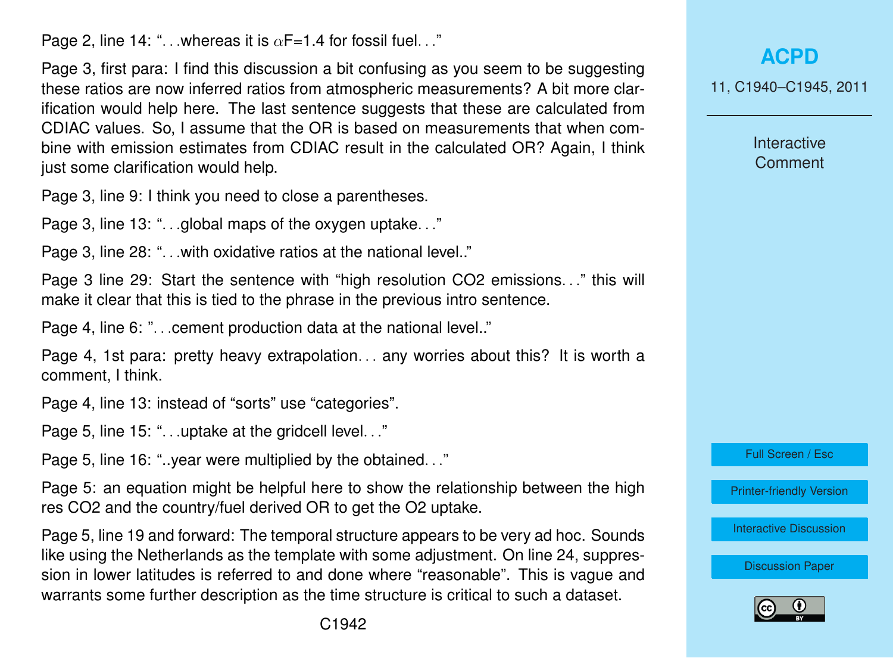Page 2, line 14: "...whereas it is $\alpha$F=1.4 for fossil fuel..."

Page 3, first para: I find this discussion a bit confusing as you seem to be suggesting these ratios are now inferred ratios from atmospheric measurements? A bit more clarification would help here. The last sentence suggests that these are calculated from CDIAC values. So, I assume that the OR is based on measurements that when combine with emission estimates from CDIAC result in the calculated OR? Again, I think just some clarification would help.

Page 3, line 9: I think you need to close a parentheses.

Page 3, line 13: "...global maps of the oxygen uptake..."

Page 3, line 28: "...with oxidative ratios at the national level.."

Page 3 line 29: Start the sentence with "high resolution CO2 emissions..." this will make it clear that this is tied to the phrase in the previous intro sentence.

Page 4, line 6: "...cement production data at the national level.."

Page 4, 1st para: pretty heavy extrapolation... any worries about this? It is worth a comment, I think.

Page 4, line 13: instead of "sorts" use "categories".

Page 5, line 15: "...uptake at the gridcell level..."

Page 5, line 16: "..year were multiplied by the obtained..."

Page 5: an equation might be helpful here to show the relationship between the high res CO2 and the country/fuel derived OR to get the O2 uptake.

Page 5, line 19 and forward: The temporal structure appears to be very ad hoc. Sounds like using the Netherlands as the template with some adjustment. On line 24, suppression in lower latitudes is referred to and done where "reasonable". This is vague and warrants some further description as the time structure is critical to such a dataset.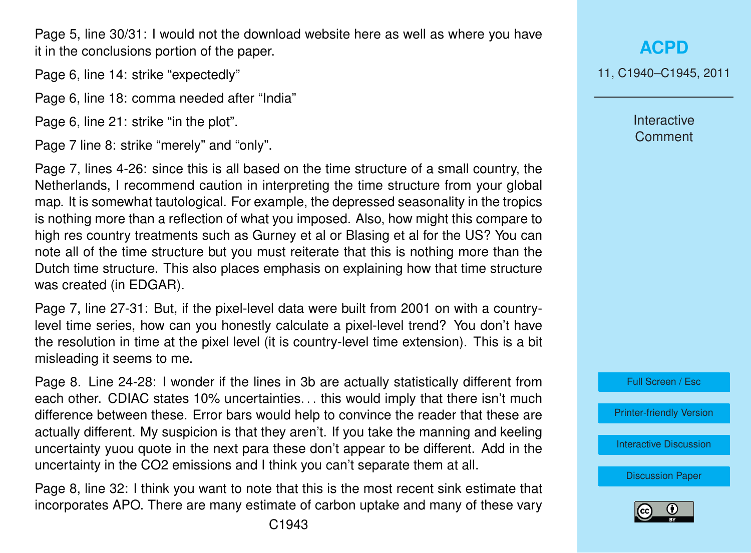Page 5, line 30/31: I would not the download website here as well as where you have it in the conclusions portion of the paper.

Page 6, line 14: strike “expectedly”

Page 6, line 18: comma needed after “India”

Page 6, line 21: strike “in the plot”.

Page 7 line 8: strike “merely” and “only”.

Page 7, lines 4-26: since this is all based on the time structure of a small country, the Netherlands, I recommend caution in interpreting the time structure from your global map. It is somewhat tautological. For example, the depressed seasonality in the tropics is nothing more than a reflection of what you imposed. Also, how might this compare to high res country treatments such as Gurney et al or Blasing et al for the US? You can note all of the time structure but you must reiterate that this is nothing more than the Dutch time structure. This also places emphasis on explaining how that time structure was created (in EDGAR).

Page 7, line 27-31: But, if the pixel-level data were built from 2001 on with a country-level time series, how can you honestly calculate a pixel-level trend? You don’t have the resolution in time at the pixel level (it is country-level time extension). This is a bit misleading it seems to me.

Page 8. Line 24-28: I wonder if the lines in 3b are actually statistically different from each other. CDIAC states 10% uncertainties… this would imply that there isn’t much difference between these. Error bars would help to convince the reader that these are actually different. My suspicion is that they aren’t. If you take the manning and keeling uncertainty yuou quote in the next para these don’t appear to be different. Add in the uncertainty in the CO2 emissions and I think you can’t separate them at all.

Page 8, line 32: I think you want to note that this is the most recent sink estimate that incorporates APO. There are many estimate of carbon uptake and many of these vary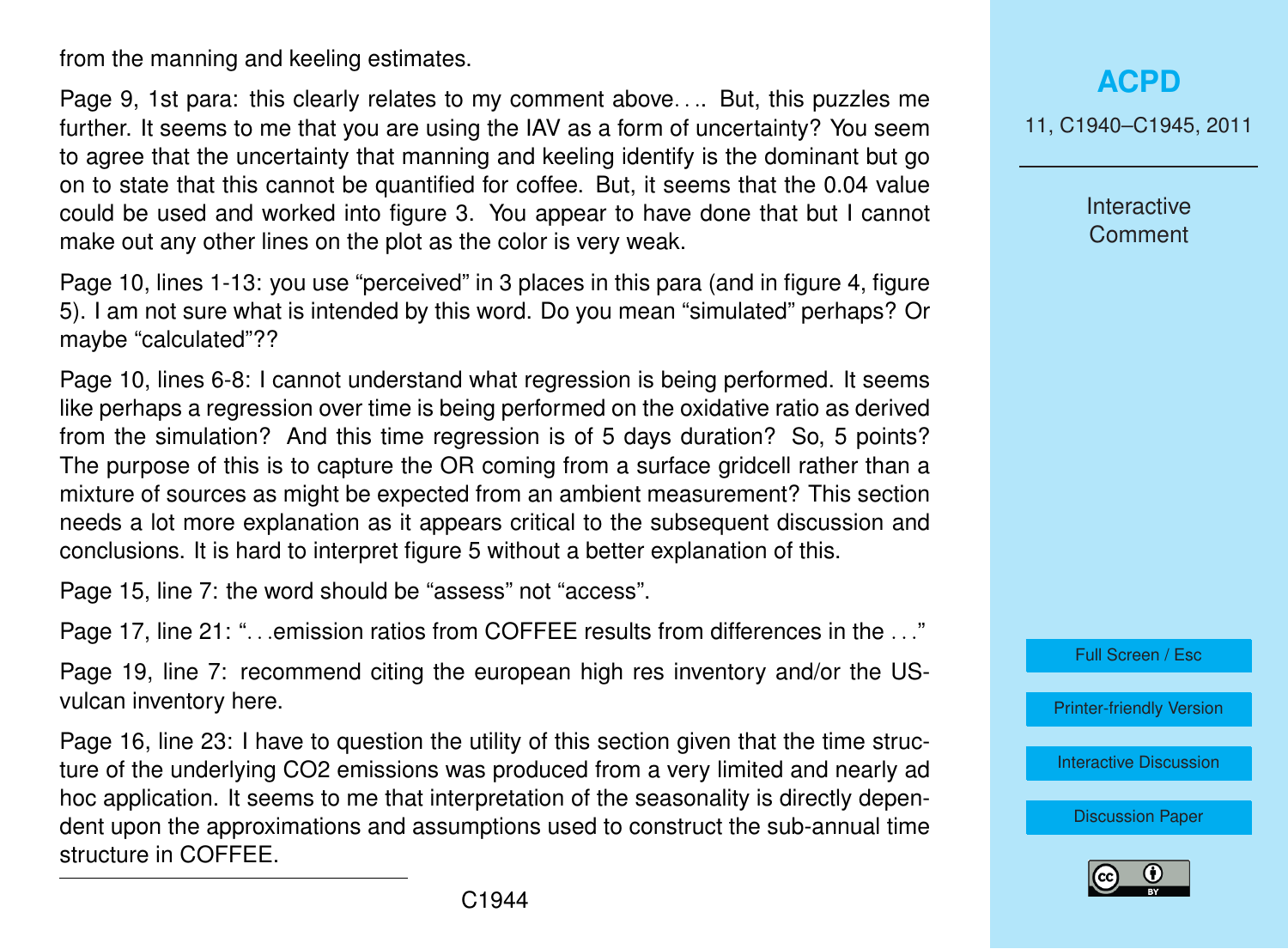from the manning and keeling estimates.

Page 9, 1st para: this clearly relates to my comment above.... But, this puzzles me further. It seems to me that you are using the IAV as a form of uncertainty? You seem to agree that the uncertainty that manning and keeling identify is the dominant but go on to state that this cannot be quantified for coffee. But, it seems that the 0.04 value could be used and worked into figure 3. You appear to have done that but I cannot make out any other lines on the plot as the color is very weak.

Page 10, lines 1-13: you use "perceived" in 3 places in this para (and in figure 4, figure 5). I am not sure what is intended by this word. Do you mean "simulated" perhaps? Or maybe "calculated"??

Page 10, lines 6-8: I cannot understand what regression is being performed. It seems like perhaps a regression over time is being performed on the oxidative ratio as derived from the simulation? And this time regression is of 5 days duration? So, 5 points? The purpose of this is to capture the OR coming from a surface gridcell rather than a mixture of sources as might be expected from an ambient measurement? This section needs a lot more explanation as it appears critical to the subsequent discussion and conclusions. It is hard to interpret figure 5 without a better explanation of this.

Page 15, line 7: the word should be "assess" not "access".

Page 17, line 21: "...emission ratios from COFFEE results from differences in the ..."

Page 19, line 7: recommend citing the european high res inventory and/or the US-vulcan inventory here.

Page 16, line 23: I have to question the utility of this section given that the time structure of the underlying CO2 emissions was produced from a very limited and nearly ad hoc application. It seems to me that interpretation of the seasonality is directly dependent upon the approximations and assumptions used to construct the sub-annual time structure in COFFEE.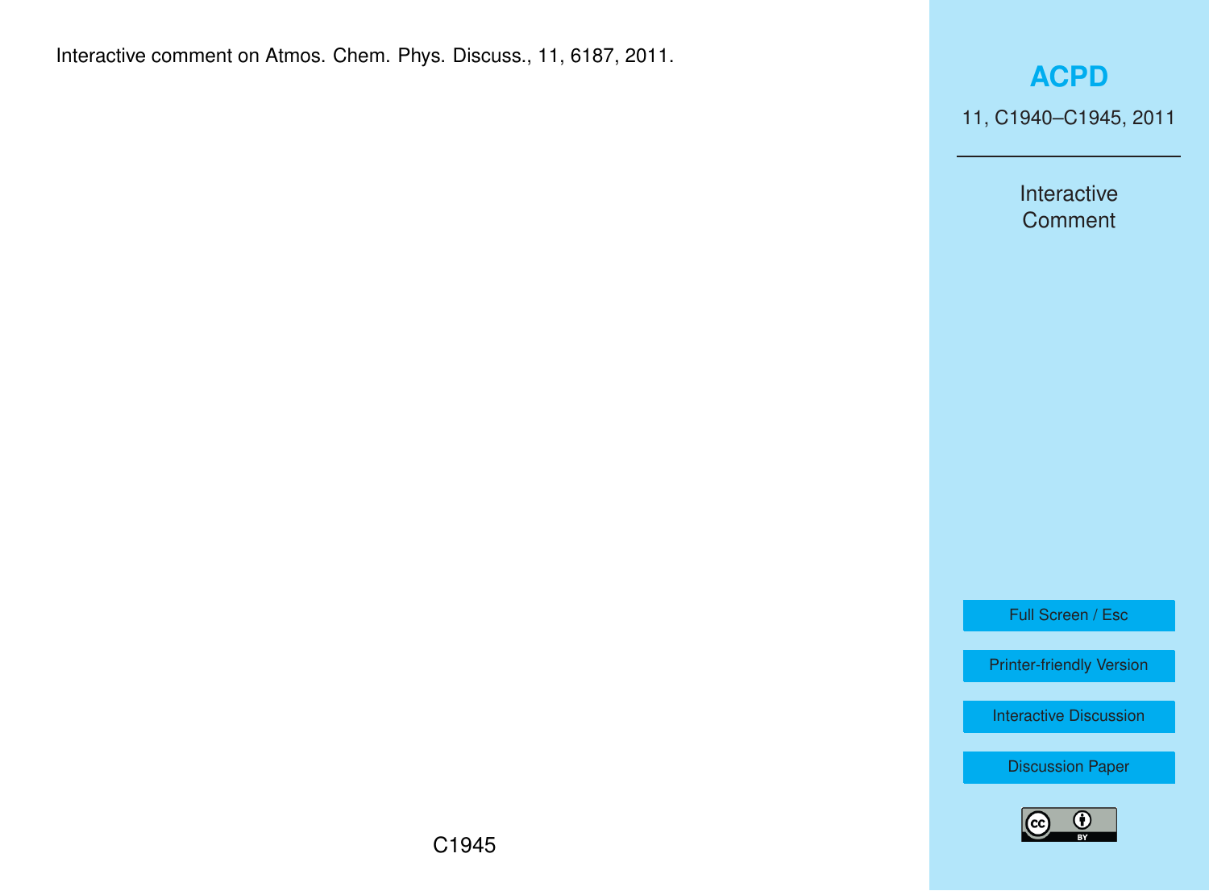Interactive comment on Atmos. Chem. Phys. Discuss., 11, 6187, 2011.